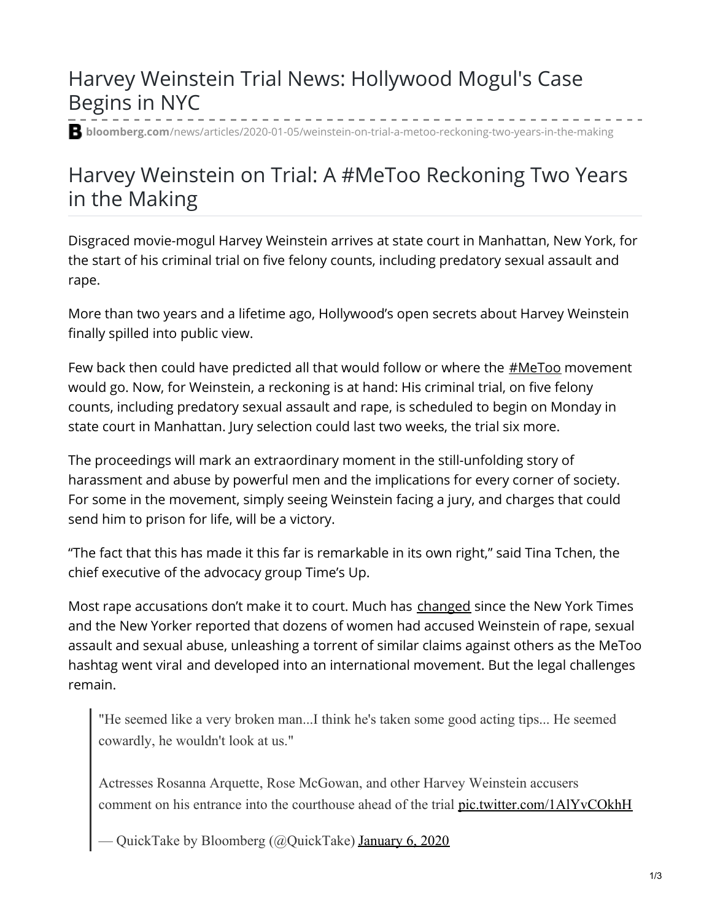# Harvey Weinstein Trial News: Hollywood Mogul's Case Begins in NYC

**bloomberg.com**/news/articles/2020-01-05/weinstein-on-trial-a-metoo-reckoning-two-years-in-the-making

## Harvey Weinstein on Trial: A #MeToo Reckoning Two Years in the Making

Disgraced movie-mogul Harvey Weinstein arrives at state court in Manhattan, New York, for the start of his criminal trial on five felony counts, including predatory sexual assault and rape.

More than two years and a lifetime ago, Hollywood's open secrets about Harvey Weinstein finally spilled into public view.

Few back then could have predicted all that would follow or where the #MeToo movement would go. Now, for Weinstein, a reckoning is at hand: His criminal trial, on five felony counts, including predatory sexual assault and rape, is scheduled to begin on Monday in state court in Manhattan. Jury selection could last two weeks, the trial six more.

The proceedings will mark an extraordinary moment in the still-unfolding story of harassment and abuse by powerful men and the implications for every corner of society. For some in the movement, simply seeing Weinstein facing a jury, and charges that could send him to prison for life, will be a victory.

"The fact that this has made it this far is remarkable in its own right," said Tina Tchen, the chief executive of the advocacy group Time's Up.

Most rape accusations don't make it to court. Much has changed since the New York Times and the New Yorker reported that dozens of women had accused Weinstein of rape, sexual assault and sexual abuse, unleashing a torrent of similar claims against others as the MeToo hashtag went viral and developed into an international movement. But the legal challenges remain.

> "He seemed like a very broken man...I think he's taken some good acting tips... He seemed cowardly, he wouldn't look at us."
>
> Actresses Rosanna Arquette, Rose McGowan, and other Harvey Weinstein accusers comment on his entrance into the courthouse ahead of the trial pic.twitter.com/1AlYvCOkhH
>
> — QuickTake by Bloomberg (@QuickTake) January 6, 2020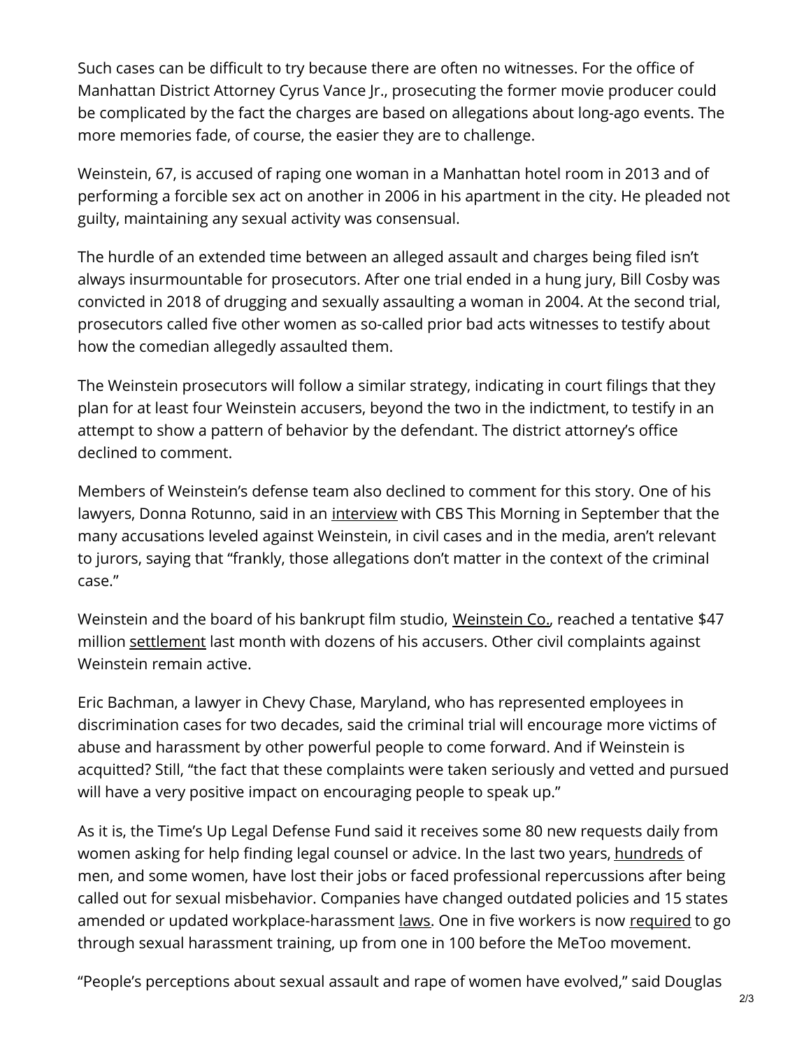Such cases can be difficult to try because there are often no witnesses. For the office of Manhattan District Attorney Cyrus Vance Jr., prosecuting the former movie producer could be complicated by the fact the charges are based on allegations about long-ago events. The more memories fade, of course, the easier they are to challenge.

Weinstein, 67, is accused of raping one woman in a Manhattan hotel room in 2013 and of performing a forcible sex act on another in 2006 in his apartment in the city. He pleaded not guilty, maintaining any sexual activity was consensual.

The hurdle of an extended time between an alleged assault and charges being filed isn't always insurmountable for prosecutors. After one trial ended in a hung jury, Bill Cosby was convicted in 2018 of drugging and sexually assaulting a woman in 2004. At the second trial, prosecutors called five other women as so-called prior bad acts witnesses to testify about how the comedian allegedly assaulted them.

The Weinstein prosecutors will follow a similar strategy, indicating in court filings that they plan for at least four Weinstein accusers, beyond the two in the indictment, to testify in an attempt to show a pattern of behavior by the defendant. The district attorney's office declined to comment.

Members of Weinstein's defense team also declined to comment for this story. One of his lawyers, Donna Rotunno, said in an interview with CBS This Morning in September that the many accusations leveled against Weinstein, in civil cases and in the media, aren't relevant to jurors, saying that "frankly, those allegations don't matter in the context of the criminal case."

Weinstein and the board of his bankrupt film studio, Weinstein Co., reached a tentative $47 million settlement last month with dozens of his accusers. Other civil complaints against Weinstein remain active.

Eric Bachman, a lawyer in Chevy Chase, Maryland, who has represented employees in discrimination cases for two decades, said the criminal trial will encourage more victims of abuse and harassment by other powerful people to come forward. And if Weinstein is acquitted? Still, "the fact that these complaints were taken seriously and vetted and pursued will have a very positive impact on encouraging people to speak up."

As it is, the Time's Up Legal Defense Fund said it receives some 80 new requests daily from women asking for help finding legal counsel or advice. In the last two years, hundreds of men, and some women, have lost their jobs or faced professional repercussions after being called out for sexual misbehavior. Companies have changed outdated policies and 15 states amended or updated workplace-harassment laws. One in five workers is now required to go through sexual harassment training, up from one in 100 before the MeToo movement.

"People's perceptions about sexual assault and rape of women have evolved," said Douglas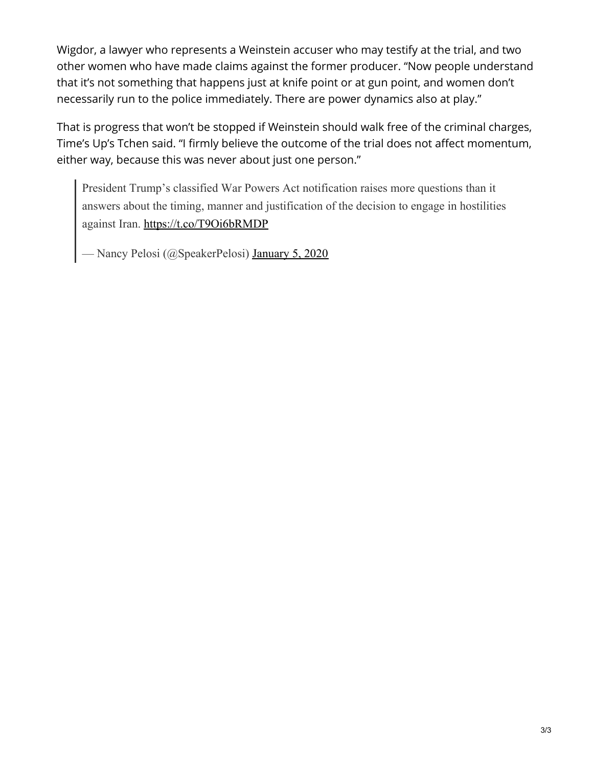Wigdor, a lawyer who represents a Weinstein accuser who may testify at the trial, and two other women who have made claims against the former producer. “Now people understand that it’s not something that happens just at knife point or at gun point, and women don’t necessarily run to the police immediately. There are power dynamics also at play.”

That is progress that won’t be stopped if Weinstein should walk free of the criminal charges, Time’s Up’s Tchen said. “I firmly believe the outcome of the trial does not affect momentum, either way, because this was never about just one person.”

> President Trump’s classified War Powers Act notification raises more questions than it answers about the timing, manner and justification of the decision to engage in hostilities against Iran. https://t.co/T9Oi6bRMDP
>
> — Nancy Pelosi (@SpeakerPelosi) January 5, 2020